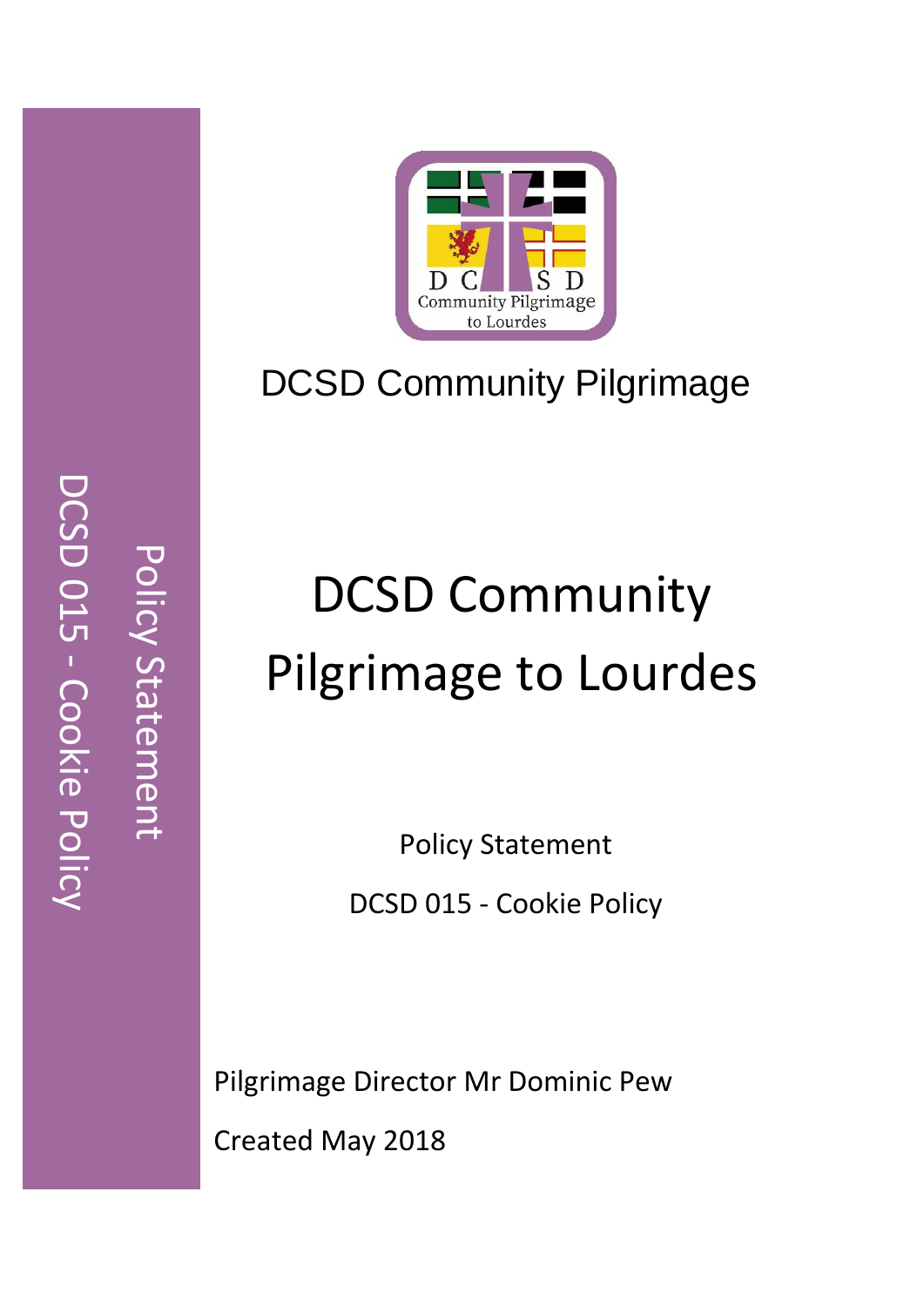DCSD Community Pilgrimage

# DCSD Community Pilgrimage to Lourdes

Policy Statement

DCSD 015 - Cookie Policy

Pilgrimage Director Mr Dominic Pew

Created May 2018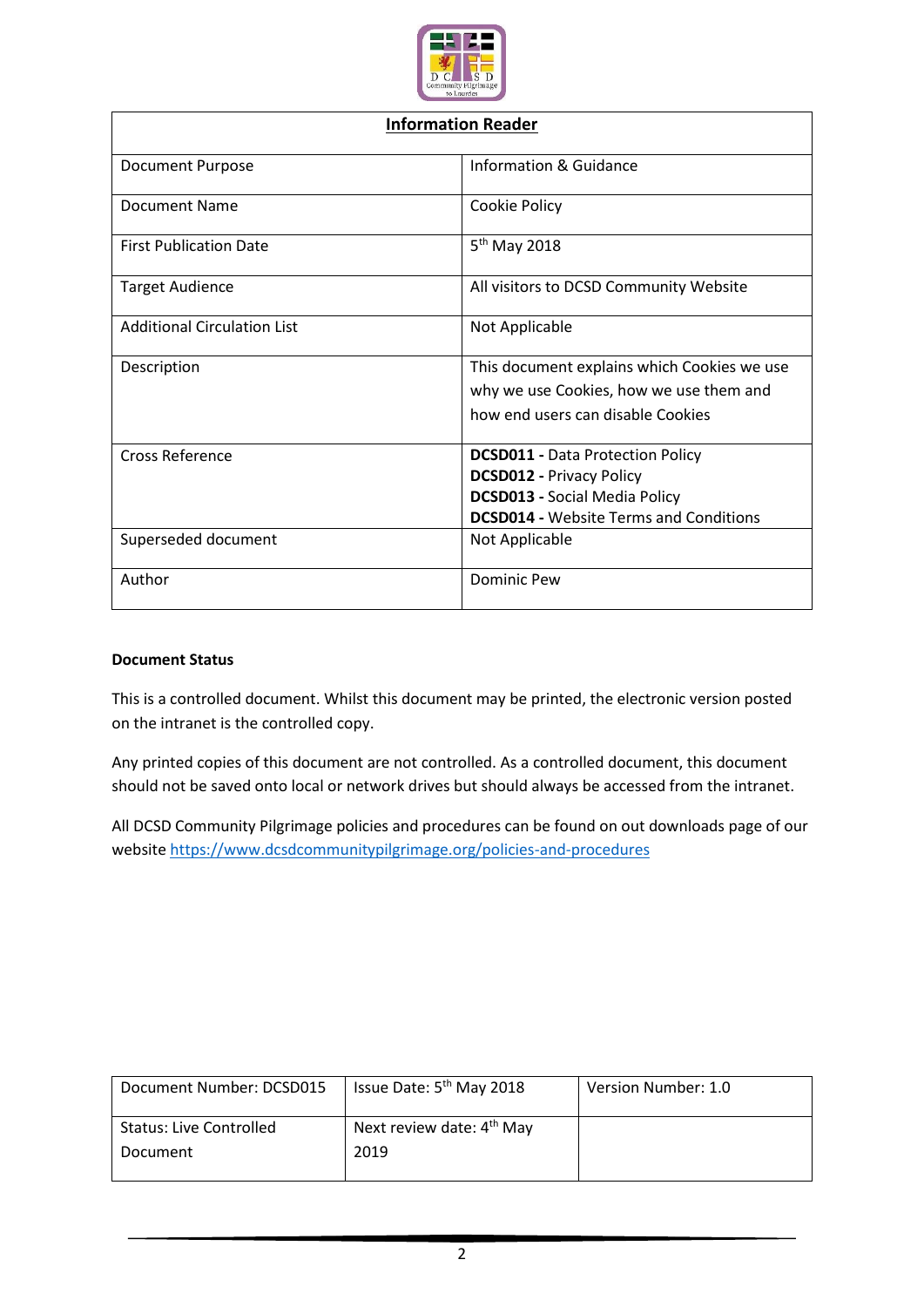| Information Reader | |
|---|---|
| Document Purpose | Information & Guidance |
| Document Name | Cookie Policy |
| First Publication Date | 5th May 2018 |
| Target Audience | All visitors to DCSD Community Website |
| Additional Circulation List | Not Applicable |
| Description | This document explains which Cookies we use why we use Cookies, how we use them and how end users can disable Cookies |
| Cross Reference | **DCSD011 -** Data Protection Policy<br>**DCSD012 -** Privacy Policy<br>**DCSD013 -** Social Media Policy<br>**DCSD014 -** Website Terms and Conditions |
| Superseded document | Not Applicable |
| Author | Dominic Pew |

**Document Status**

This is a controlled document. Whilst this document may be printed, the electronic version posted on the intranet is the controlled copy.

Any printed copies of this document are not controlled. As a controlled document, this document should not be saved onto local or network drives but should always be accessed from the intranet.

All DCSD Community Pilgrimage policies and procedures can be found on out downloads page of our website https://www.dcsdcommunitypilgrimage.org/policies-and-procedures

| Document Number: DCSD015 | Issue Date: 5th May 2018 | Version Number: 1.0 |
|---|---|---|
| Status: Live Controlled Document | Next review date: 4th May 2019 | |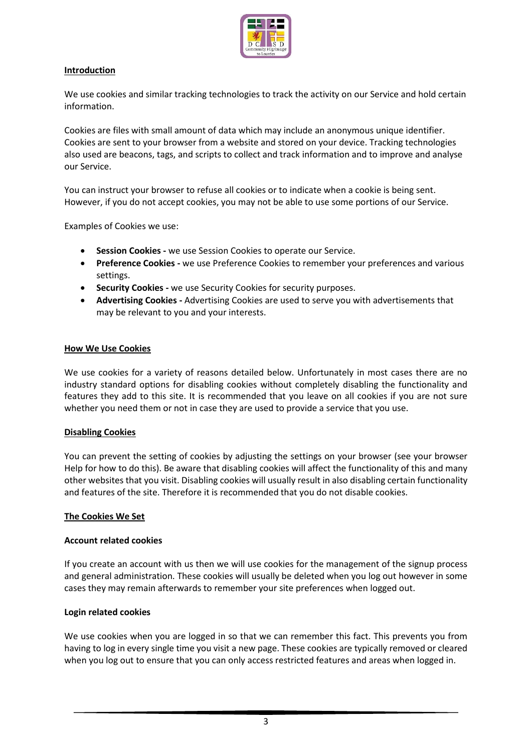## Introduction

We use cookies and similar tracking technologies to track the activity on our Service and hold certain information.

Cookies are files with small amount of data which may include an anonymous unique identifier. Cookies are sent to your browser from a website and stored on your device. Tracking technologies also used are beacons, tags, and scripts to collect and track information and to improve and analyse our Service.

You can instruct your browser to refuse all cookies or to indicate when a cookie is being sent. However, if you do not accept cookies, you may not be able to use some portions of our Service.

Examples of Cookies we use:

- **Session Cookies -** we use Session Cookies to operate our Service.
- **Preference Cookies -** we use Preference Cookies to remember your preferences and various settings.
- **Security Cookies -** we use Security Cookies for security purposes.
- **Advertising Cookies -** Advertising Cookies are used to serve you with advertisements that may be relevant to you and your interests.

## How We Use Cookies

We use cookies for a variety of reasons detailed below. Unfortunately in most cases there are no industry standard options for disabling cookies without completely disabling the functionality and features they add to this site. It is recommended that you leave on all cookies if you are not sure whether you need them or not in case they are used to provide a service that you use.

## Disabling Cookies

You can prevent the setting of cookies by adjusting the settings on your browser (see your browser Help for how to do this). Be aware that disabling cookies will affect the functionality of this and many other websites that you visit. Disabling cookies will usually result in also disabling certain functionality and features of the site. Therefore it is recommended that you do not disable cookies.

## The Cookies We Set

### Account related cookies

If you create an account with us then we will use cookies for the management of the signup process and general administration. These cookies will usually be deleted when you log out however in some cases they may remain afterwards to remember your site preferences when logged out.

### Login related cookies

We use cookies when you are logged in so that we can remember this fact. This prevents you from having to log in every single time you visit a new page. These cookies are typically removed or cleared when you log out to ensure that you can only access restricted features and areas when logged in.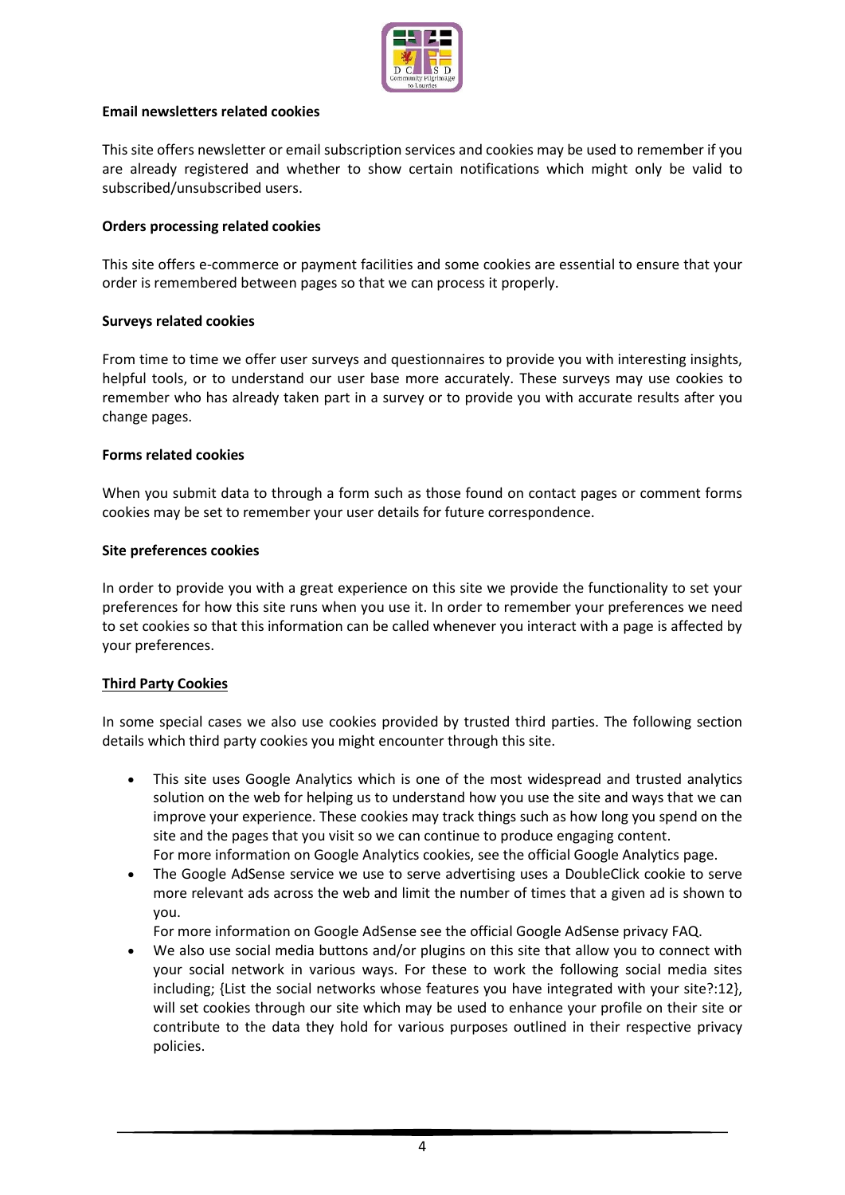**Email newsletters related cookies**

This site offers newsletter or email subscription services and cookies may be used to remember if you are already registered and whether to show certain notifications which might only be valid to subscribed/unsubscribed users.

**Orders processing related cookies**

This site offers e-commerce or payment facilities and some cookies are essential to ensure that your order is remembered between pages so that we can process it properly.

**Surveys related cookies**

From time to time we offer user surveys and questionnaires to provide you with interesting insights, helpful tools, or to understand our user base more accurately. These surveys may use cookies to remember who has already taken part in a survey or to provide you with accurate results after you change pages.

**Forms related cookies**

When you submit data to through a form such as those found on contact pages or comment forms cookies may be set to remember your user details for future correspondence.

**Site preferences cookies**

In order to provide you with a great experience on this site we provide the functionality to set your preferences for how this site runs when you use it. In order to remember your preferences we need to set cookies so that this information can be called whenever you interact with a page is affected by your preferences.

**Third Party Cookies**

In some special cases we also use cookies provided by trusted third parties. The following section details which third party cookies you might encounter through this site.

- This site uses Google Analytics which is one of the most widespread and trusted analytics solution on the web for helping us to understand how you use the site and ways that we can improve your experience. These cookies may track things such as how long you spend on the site and the pages that you visit so we can continue to produce engaging content.
  For more information on Google Analytics cookies, see the official Google Analytics page.
- The Google AdSense service we use to serve advertising uses a DoubleClick cookie to serve more relevant ads across the web and limit the number of times that a given ad is shown to you.
  For more information on Google AdSense see the official Google AdSense privacy FAQ.
- We also use social media buttons and/or plugins on this site that allow you to connect with your social network in various ways. For these to work the following social media sites including; {List the social networks whose features you have integrated with your site?:12}, will set cookies through our site which may be used to enhance your profile on their site or contribute to the data they hold for various purposes outlined in their respective privacy policies.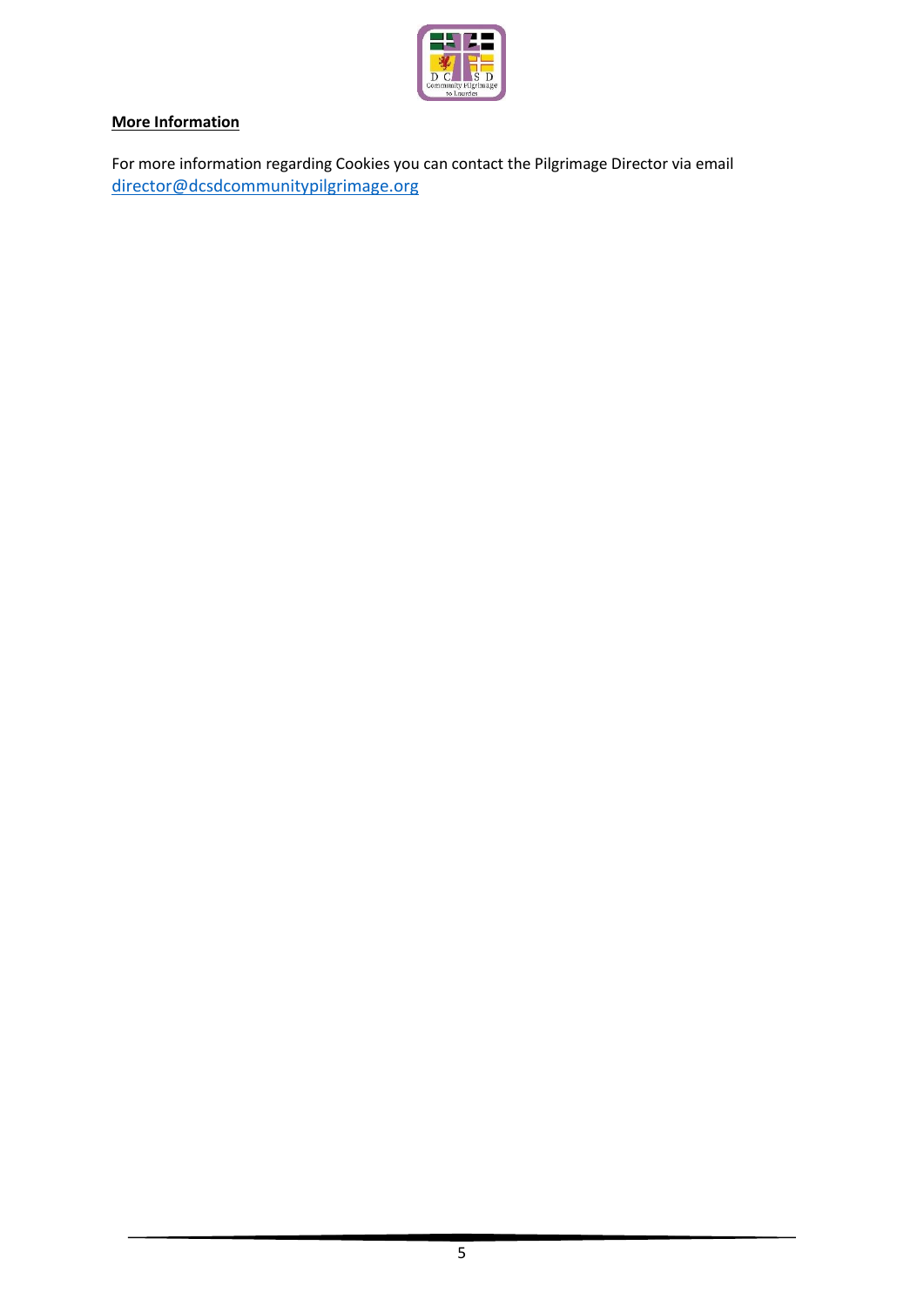**More Information**

For more information regarding Cookies you can contact the Pilgrimage Director via email director@dcsdcommunitypilgrimage.org